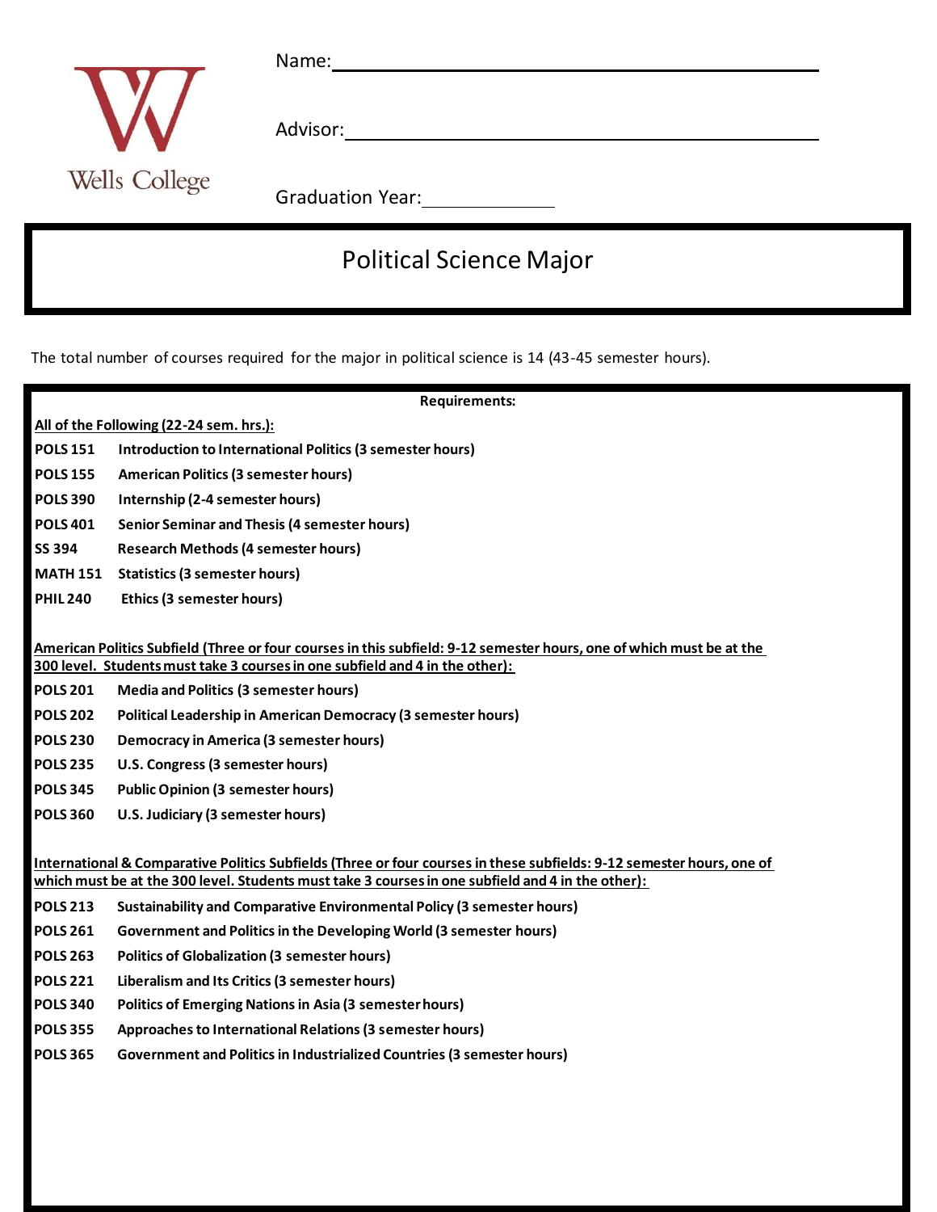Wells College

Name: ______________________________

Advisor: ______________________________

Graduation Year: ____________

# Political Science Major

The total number of courses required for the major in political science is 14 (43-45 semester hours).

**Requirements:**

**All of the Following (22-24 sem. hrs.):**

- **POLS 151** Introduction to International Politics (3 semester hours)
- **POLS 155** American Politics (3 semester hours)
- **POLS 390** Internship (2-4 semester hours)
- **POLS 401** Senior Seminar and Thesis (4 semester hours)
- **SS 394** Research Methods (4 semester hours)
- **MATH 151** Statistics (3 semester hours)
- **PHIL 240** Ethics (3 semester hours)

**American Politics Subfield (Three or four courses in this subfield: 9-12 semester hours, one of which must be at the 300 level. Students must take 3 courses in one subfield and 4 in the other):**

- **POLS 201** Media and Politics (3 semester hours)
- **POLS 202** Political Leadership in American Democracy (3 semester hours)
- **POLS 230** Democracy in America (3 semester hours)
- **POLS 235** U.S. Congress (3 semester hours)
- **POLS 345** Public Opinion (3 semester hours)
- **POLS 360** U.S. Judiciary (3 semester hours)

**International & Comparative Politics Subfields (Three or four courses in these subfields: 9-12 semester hours, one of which must be at the 300 level. Students must take 3 courses in one subfield and 4 in the other):**

- **POLS 213** Sustainability and Comparative Environmental Policy (3 semester hours)
- **POLS 261** Government and Politics in the Developing World (3 semester hours)
- **POLS 263** Politics of Globalization (3 semester hours)
- **POLS 221** Liberalism and Its Critics (3 semester hours)
- **POLS 340** Politics of Emerging Nations in Asia (3 semester hours)
- **POLS 355** Approaches to International Relations (3 semester hours)
- **POLS 365** Government and Politics in Industrialized Countries (3 semester hours)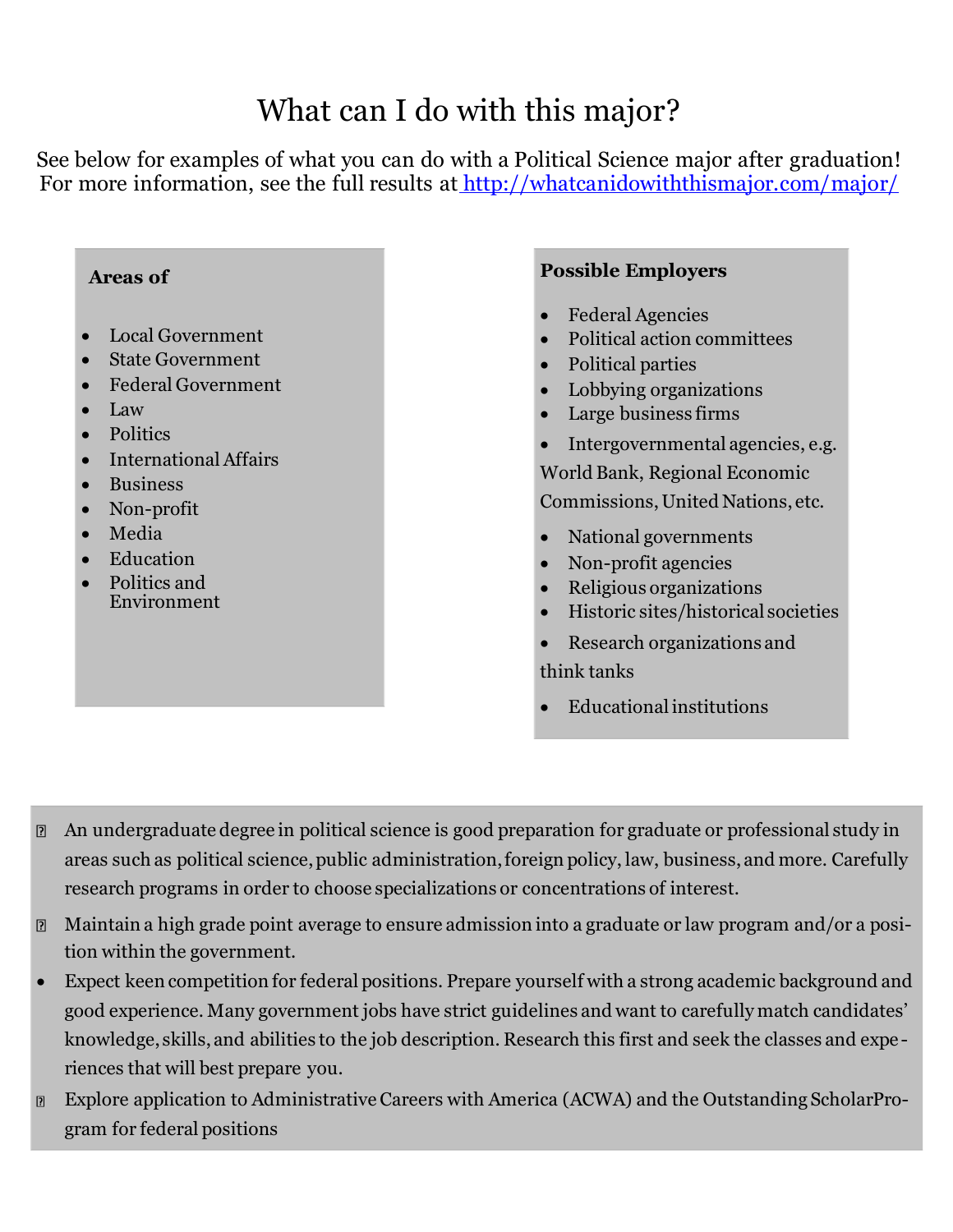# What can I do with this major?

See below for examples of what you can do with a Political Science major after graduation! For more information, see the full results at [http://whatcanidowiththismajor.com/major/](http://whatcanidowiththismajor.com/major/)

**Areas of**

- Local Government
- State Government
- Federal Government
- Law
- Politics
- International Affairs
- Business
- Non-profit
- Media
- Education
- Politics and Environment

**Possible Employers**

- Federal Agencies
- Political action committees
- Political parties
- Lobbying organizations
- Large business firms
- Intergovernmental agencies, e.g. World Bank, Regional Economic Commissions, United Nations, etc.
- National governments
- Non-profit agencies
- Religious organizations
- Historic sites/historical societies
- Research organizations and think tanks
- Educational institutions

- An undergraduate degree in political science is good preparation for graduate or professional study in areas such as political science, public administration, foreign policy, law, business, and more. Carefully research programs in order to choose specializations or concentrations of interest.
- Maintain a high grade point average to ensure admission into a graduate or law program and/or a position within the government.
- Expect keen competition for federal positions. Prepare yourself with a strong academic background and good experience. Many government jobs have strict guidelines and want to carefully match candidates' knowledge, skills, and abilities to the job description. Research this first and seek the classes and experiences that will best prepare you.
- Explore application to Administrative Careers with America (ACWA) and the Outstanding ScholarProgram for federal positions